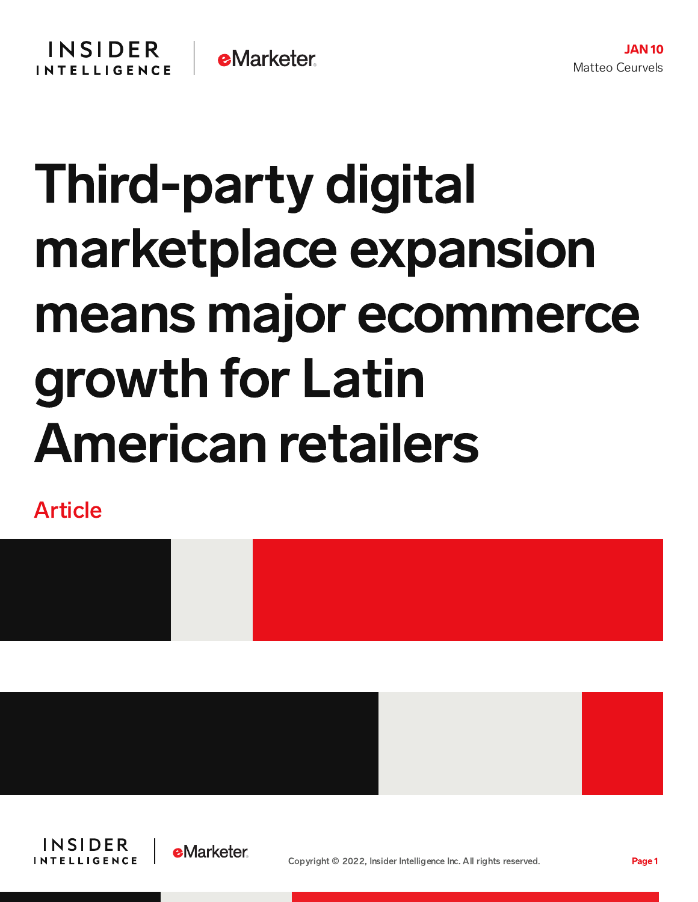JAN 10
Matteo Ceurvels

# Third-party digital marketplace expansion means major ecommerce growth for Latin American retailers

Article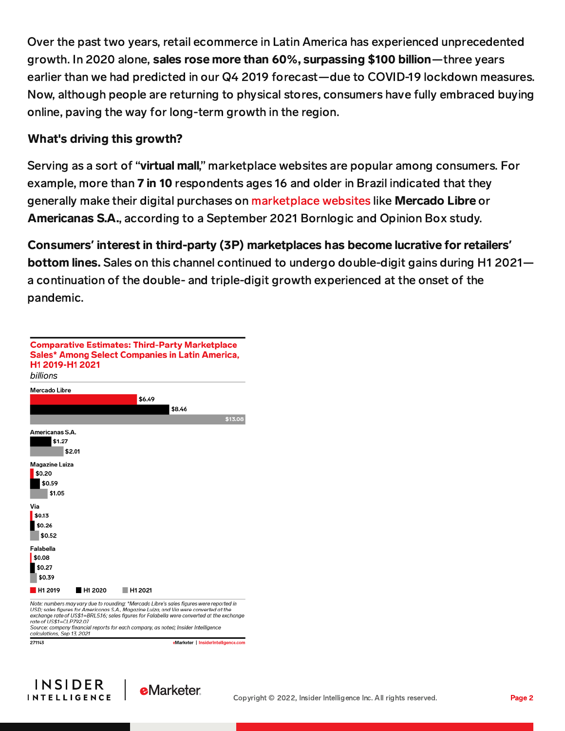Over the past two years, retail ecommerce in Latin America has experienced unprecedented growth. In 2020 alone, **sales rose more than 60%, surpassing $100 billion**—three years earlier than we had predicted in our Q4 2019 forecast—due to COVID-19 lockdown measures. Now, although people are returning to physical stores, consumers have fully embraced buying online, paving the way for long-term growth in the region.

### What's driving this growth?

Serving as a sort of "**virtual mall**," marketplace websites are popular among consumers. For example, more than **7 in 10** respondents ages 16 and older in Brazil indicated that they generally make their digital purchases on marketplace websites like **Mercado Libre** or **Americanas S.A.**, according to a September 2021 Bornlogic and Opinion Box study.

**Consumers' interest in third-party (3P) marketplaces has become lucrative for retailers' bottom lines.** Sales on this channel continued to undergo double-digit gains during H1 2021—a continuation of the double- and triple-digit growth experienced at the onset of the pandemic.

**Comparative Estimates: Third-Party Marketplace Sales* Among Select Companies in Latin America, H1 2019-H1 2021**

*billions*

| Company | H1 2019 | H1 2020 | H1 2021 |
|---|---|---|---|
| Mercado Libre | $6.49 | $8.46 | $13.08 |
| Americanas S.A. | | $1.27 | $2.01 |
| Magazine Luiza | $0.20 | $0.59 | $1.05 |
| Via | $0.13 | $0.26 | $0.52 |
| Falabella | $0.08 | $0.27 | $0.39 |

*Note: numbers may vary due to rounding; *Mercado Libre's sales figures were reported in USD; sales figures for Americanas S.A., Magazine Luiza, and Via were converted at the exchange rate of US$1=BRL5.16; sales figures for Falabella were converted at the exchange rate of US$1=CLP792.07*

*Source: company financial reports for each company, as noted; Insider Intelligence calculations, Sep 13, 2021*

271143 eMarketer | InsiderIntelligence.com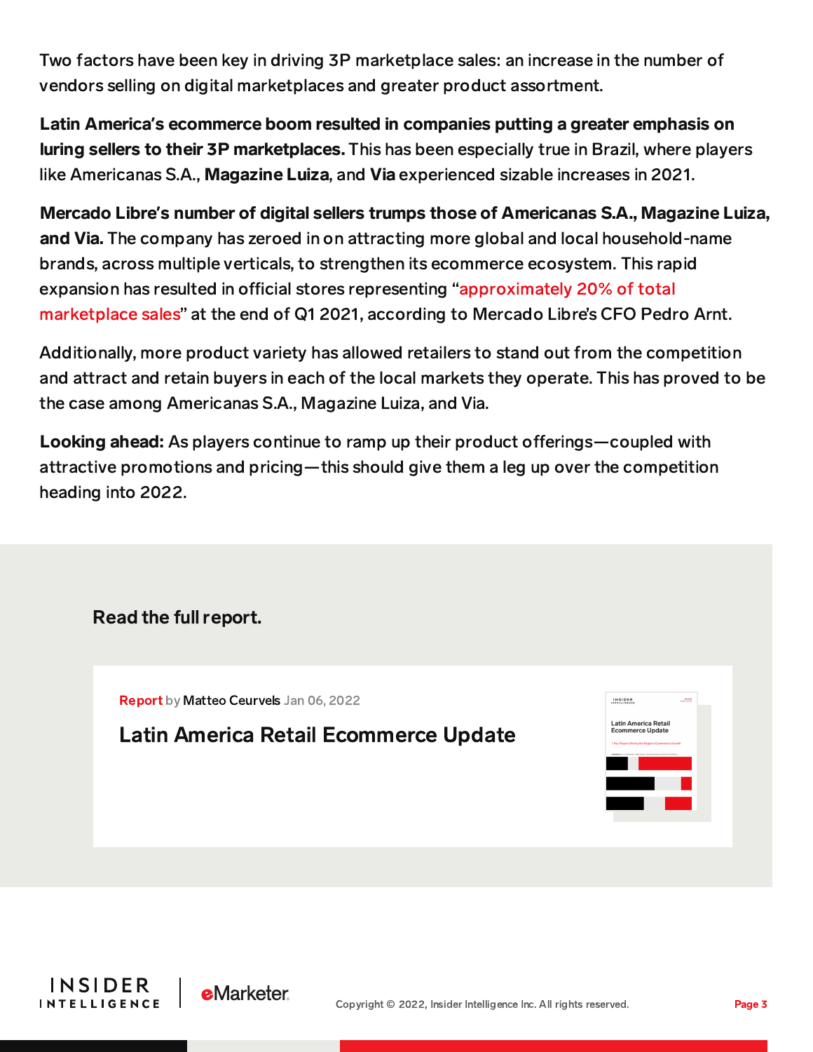Two factors have been key in driving 3P marketplace sales: an increase in the number of vendors selling on digital marketplaces and greater product assortment.

**Latin America's ecommerce boom resulted in companies putting a greater emphasis on luring sellers to their 3P marketplaces.** This has been especially true in Brazil, where players like Americanas S.A., **Magazine Luiza**, and **Via** experienced sizable increases in 2021.

**Mercado Libre's number of digital sellers trumps those of Americanas S.A., Magazine Luiza, and Via.** The company has zeroed in on attracting more global and local household-name brands, across multiple verticals, to strengthen its ecommerce ecosystem. This rapid expansion has resulted in official stores representing "approximately 20% of total marketplace sales" at the end of Q1 2021, according to Mercado Libre's CFO Pedro Arnt.

Additionally, more product variety has allowed retailers to stand out from the competition and attract and retain buyers in each of the local markets they operate. This has proved to be the case among Americanas S.A., Magazine Luiza, and Via.

**Looking ahead:** As players continue to ramp up their product offerings—coupled with attractive promotions and pricing—this should give them a leg up over the competition heading into 2022.

**Read the full report.**

Report by Matteo Ceurvels Jan 06, 2022

## Latin America Retail Ecommerce Update